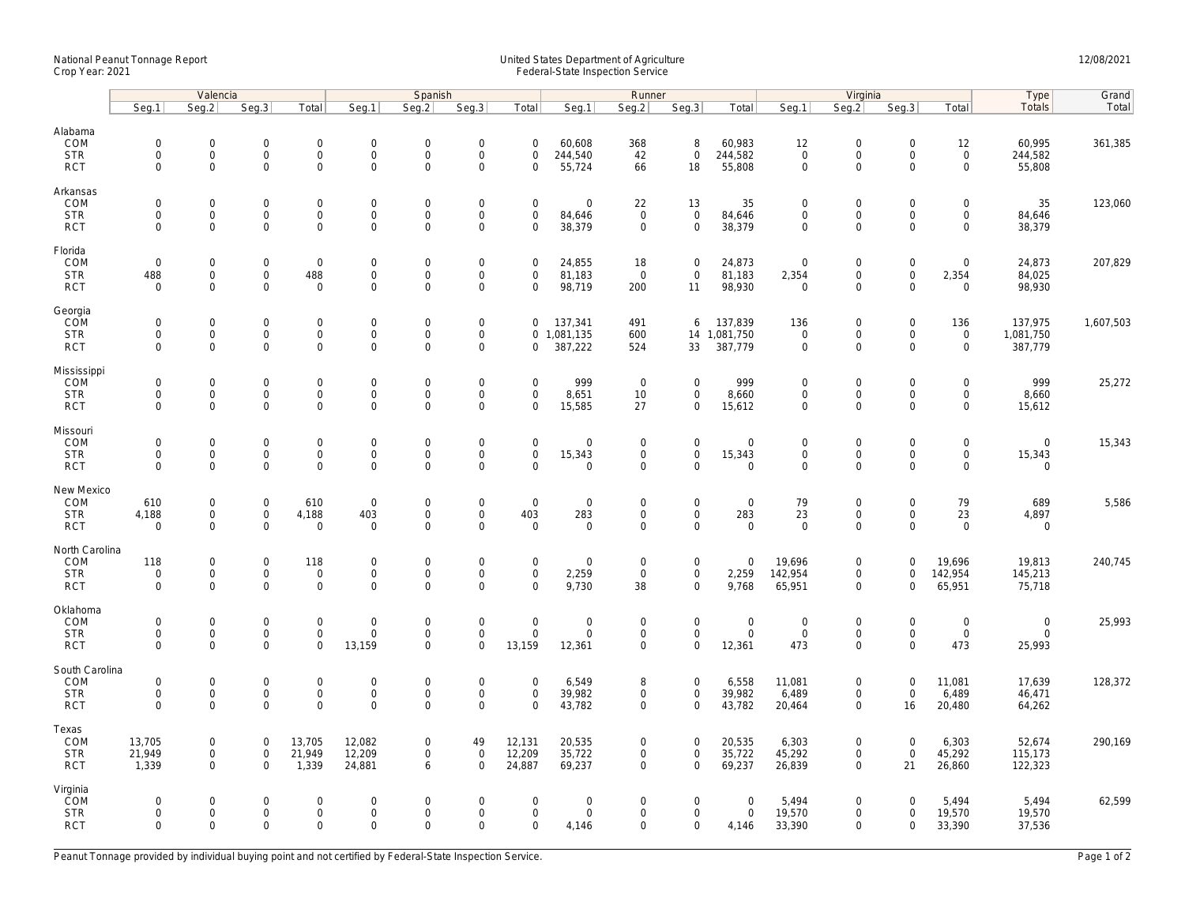National Peanut Tonnage Report
Crop Year: 2021

United States Department of Agriculture
Federal-State Inspection Service

12/08/2021

| | Valencia | | | | Spanish | | | | Runner | | | | Virginia | | | | Type | Grand |
|---|---|---|---|---|---|---|---|---|---|---|---|---|---|---|---|---|---|---|
| | Seg.1 | Seg.2 | Seg.3 | Total | Seg.1 | Seg.2 | Seg.3 | Total | Seg.1 | Seg.2 | Seg.3 | Total | Seg.1 | Seg.2 | Seg.3 | Total | Totals | Total |
| **Alabama** | | | | | | | | | | | | | | | | | | |
| COM | 0 | 0 | 0 | 0 | 0 | 0 | 0 | 0 | 60,608 | 368 | 8 | 60,983 | 12 | 0 | 0 | 12 | 60,995 | 361,385 |
| STR | 0 | 0 | 0 | 0 | 0 | 0 | 0 | 0 | 244,540 | 42 | 0 | 244,582 | 0 | 0 | 0 | 0 | 244,582 | |
| RCT | 0 | 0 | 0 | 0 | 0 | 0 | 0 | 0 | 55,724 | 66 | 18 | 55,808 | 0 | 0 | 0 | 0 | 55,808 | |
| **Arkansas** | | | | | | | | | | | | | | | | | | |
| COM | 0 | 0 | 0 | 0 | 0 | 0 | 0 | 0 | 0 | 22 | 13 | 35 | 0 | 0 | 0 | 0 | 35 | 123,060 |
| STR | 0 | 0 | 0 | 0 | 0 | 0 | 0 | 0 | 84,646 | 0 | 0 | 84,646 | 0 | 0 | 0 | 0 | 84,646 | |
| RCT | 0 | 0 | 0 | 0 | 0 | 0 | 0 | 0 | 38,379 | 0 | 0 | 38,379 | 0 | 0 | 0 | 0 | 38,379 | |
| **Florida** | | | | | | | | | | | | | | | | | | |
| COM | 0 | 0 | 0 | 0 | 0 | 0 | 0 | 0 | 24,855 | 18 | 0 | 24,873 | 0 | 0 | 0 | 0 | 24,873 | 207,829 |
| STR | 488 | 0 | 0 | 488 | 0 | 0 | 0 | 0 | 81,183 | 0 | 0 | 81,183 | 2,354 | 0 | 0 | 2,354 | 84,025 | |
| RCT | 0 | 0 | 0 | 0 | 0 | 0 | 0 | 0 | 98,719 | 200 | 11 | 98,930 | 0 | 0 | 0 | 0 | 98,930 | |
| **Georgia** | | | | | | | | | | | | | | | | | | |
| COM | 0 | 0 | 0 | 0 | 0 | 0 | 0 | 0 | 137,341 | 491 | 6 | 137,839 | 136 | 0 | 0 | 136 | 137,975 | 1,607,503 |
| STR | 0 | 0 | 0 | 0 | 0 | 0 | 0 | 0 | 1,081,135 | 600 | 14 | 1,081,750 | 0 | 0 | 0 | 0 | 1,081,750 | |
| RCT | 0 | 0 | 0 | 0 | 0 | 0 | 0 | 0 | 387,222 | 524 | 33 | 387,779 | 0 | 0 | 0 | 0 | 387,779 | |
| **Mississippi** | | | | | | | | | | | | | | | | | | |
| COM | 0 | 0 | 0 | 0 | 0 | 0 | 0 | 0 | 999 | 0 | 0 | 999 | 0 | 0 | 0 | 0 | 999 | 25,272 |
| STR | 0 | 0 | 0 | 0 | 0 | 0 | 0 | 0 | 8,651 | 10 | 0 | 8,660 | 0 | 0 | 0 | 0 | 8,660 | |
| RCT | 0 | 0 | 0 | 0 | 0 | 0 | 0 | 0 | 15,585 | 27 | 0 | 15,612 | 0 | 0 | 0 | 0 | 15,612 | |
| **Missouri** | | | | | | | | | | | | | | | | | | |
| COM | 0 | 0 | 0 | 0 | 0 | 0 | 0 | 0 | 0 | 0 | 0 | 0 | 0 | 0 | 0 | 0 | 0 | 15,343 |
| STR | 0 | 0 | 0 | 0 | 0 | 0 | 0 | 0 | 15,343 | 0 | 0 | 15,343 | 0 | 0 | 0 | 0 | 15,343 | |
| RCT | 0 | 0 | 0 | 0 | 0 | 0 | 0 | 0 | 0 | 0 | 0 | 0 | 0 | 0 | 0 | 0 | 0 | |
| **New Mexico** | | | | | | | | | | | | | | | | | | |
| COM | 610 | 0 | 0 | 610 | 0 | 0 | 0 | 0 | 0 | 0 | 0 | 0 | 79 | 0 | 0 | 79 | 689 | 5,586 |
| STR | 4,188 | 0 | 0 | 4,188 | 403 | 0 | 0 | 403 | 283 | 0 | 0 | 283 | 23 | 0 | 0 | 23 | 4,897 | |
| RCT | 0 | 0 | 0 | 0 | 0 | 0 | 0 | 0 | 0 | 0 | 0 | 0 | 0 | 0 | 0 | 0 | 0 | |
| **North Carolina** | | | | | | | | | | | | | | | | | | |
| COM | 118 | 0 | 0 | 118 | 0 | 0 | 0 | 0 | 0 | 0 | 0 | 0 | 19,696 | 0 | 0 | 19,696 | 19,813 | 240,745 |
| STR | 0 | 0 | 0 | 0 | 0 | 0 | 0 | 0 | 2,259 | 0 | 0 | 2,259 | 142,954 | 0 | 0 | 142,954 | 145,213 | |
| RCT | 0 | 0 | 0 | 0 | 0 | 0 | 0 | 0 | 9,730 | 38 | 0 | 9,768 | 65,951 | 0 | 0 | 65,951 | 75,718 | |
| **Oklahoma** | | | | | | | | | | | | | | | | | | |
| COM | 0 | 0 | 0 | 0 | 0 | 0 | 0 | 0 | 0 | 0 | 0 | 0 | 0 | 0 | 0 | 0 | 0 | 25,993 |
| STR | 0 | 0 | 0 | 0 | 0 | 0 | 0 | 0 | 0 | 0 | 0 | 0 | 0 | 0 | 0 | 0 | 0 | |
| RCT | 0 | 0 | 0 | 0 | 13,159 | 0 | 0 | 13,159 | 12,361 | 0 | 0 | 12,361 | 473 | 0 | 0 | 473 | 25,993 | |
| **South Carolina** | | | | | | | | | | | | | | | | | | |
| COM | 0 | 0 | 0 | 0 | 0 | 0 | 0 | 0 | 6,549 | 8 | 0 | 6,558 | 11,081 | 0 | 0 | 11,081 | 17,639 | 128,372 |
| STR | 0 | 0 | 0 | 0 | 0 | 0 | 0 | 0 | 39,982 | 0 | 0 | 39,982 | 6,489 | 0 | 0 | 6,489 | 46,471 | |
| RCT | 0 | 0 | 0 | 0 | 0 | 0 | 0 | 0 | 43,782 | 0 | 0 | 43,782 | 20,464 | 0 | 16 | 20,480 | 64,262 | |
| **Texas** | | | | | | | | | | | | | | | | | | |
| COM | 13,705 | 0 | 0 | 13,705 | 12,082 | 0 | 49 | 12,131 | 20,535 | 0 | 0 | 20,535 | 6,303 | 0 | 0 | 6,303 | 52,674 | 290,169 |
| STR | 21,949 | 0 | 0 | 21,949 | 12,209 | 0 | 0 | 12,209 | 35,722 | 0 | 0 | 35,722 | 45,292 | 0 | 0 | 45,292 | 115,173 | |
| RCT | 1,339 | 0 | 0 | 1,339 | 24,881 | 6 | 0 | 24,887 | 69,237 | 0 | 0 | 69,237 | 26,839 | 0 | 21 | 26,860 | 122,323 | |
| **Virginia** | | | | | | | | | | | | | | | | | | |
| COM | 0 | 0 | 0 | 0 | 0 | 0 | 0 | 0 | 0 | 0 | 0 | 0 | 5,494 | 0 | 0 | 5,494 | 5,494 | 62,599 |
| STR | 0 | 0 | 0 | 0 | 0 | 0 | 0 | 0 | 0 | 0 | 0 | 0 | 19,570 | 0 | 0 | 19,570 | 19,570 | |
| RCT | 0 | 0 | 0 | 0 | 0 | 0 | 0 | 0 | 4,146 | 0 | 0 | 4,146 | 33,390 | 0 | 0 | 33,390 | 37,536 | |

Peanut Tonnage provided by individual buying point and not certified by Federal-State Inspection Service.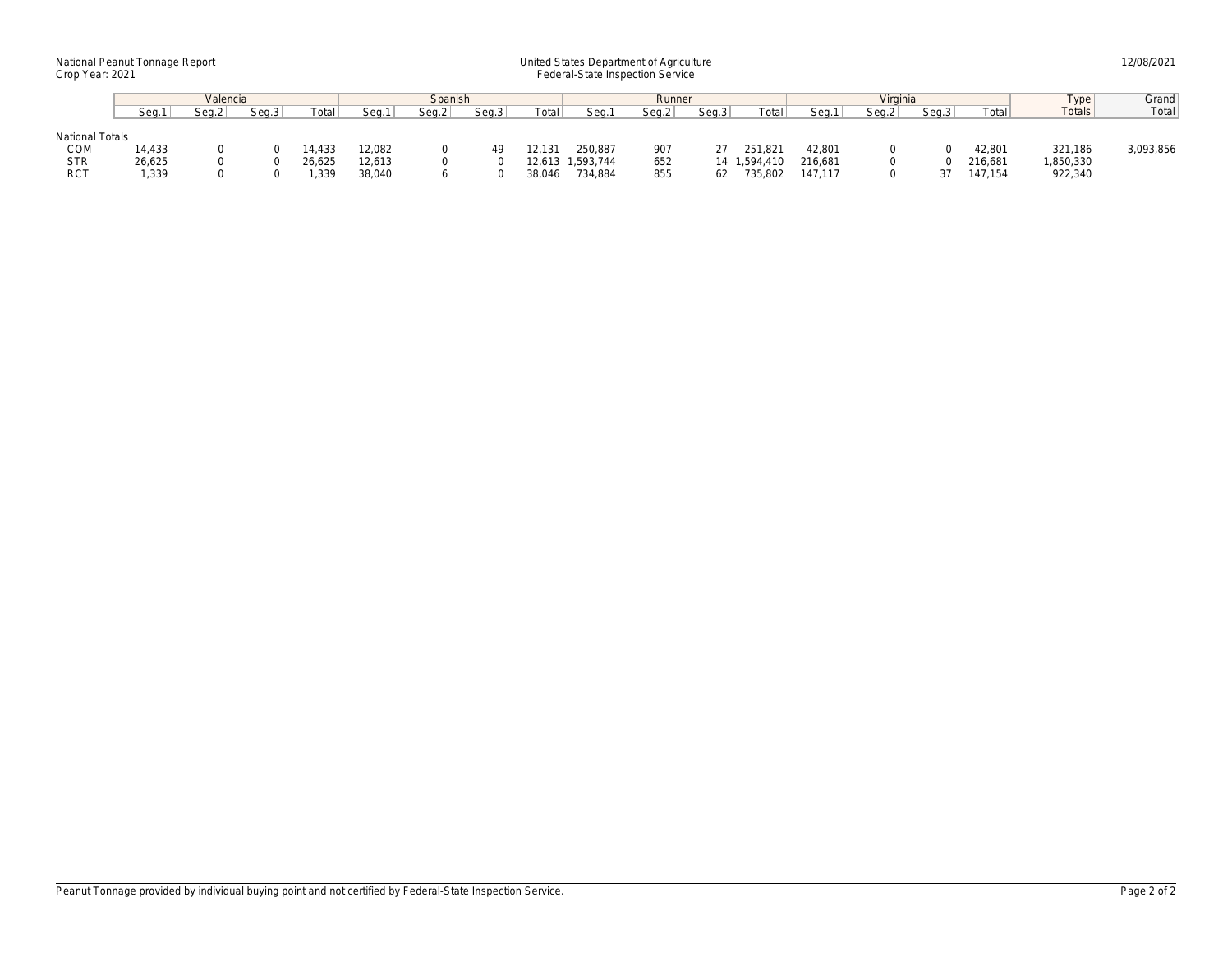National Peanut Tonnage Report
Crop Year: 2021

United States Department of Agriculture
Federal-State Inspection Service

12/08/2021

| | Valencia | | | | Spanish | | | | Runner | | | | Virginia | | | | Type | Grand |
|---|---|---|---|---|---|---|---|---|---|---|---|---|---|---|---|---|---|---|
| | Seg.1 | Seg.2 | Seg.3 | Total | Seg.1 | Seg.2 | Seg.3 | Total | Seg.1 | Seg.2 | Seg.3 | Total | Seg.1 | Seg.2 | Seg.3 | Total | Totals | Total |
| National Totals | | | | | | | | | | | | | | | | | | |
| COM | 14,433 | 0 | 0 | 14,433 | 12,082 | 0 | 49 | 12,131 | 250,887 | 907 | 27 | 251,821 | 42,801 | 0 | 0 | 42,801 | 321,186 | 3,093,856 |
| STR | 26,625 | 0 | 0 | 26,625 | 12,613 | 0 | 0 | 12,613 | 1,593,744 | 652 | 14 | 1,594,410 | 216,681 | 0 | 0 | 216,681 | 1,850,330 | |
| RCT | 1,339 | 0 | 0 | 1,339 | 38,040 | 6 | 0 | 38,046 | 734,884 | 855 | 62 | 735,802 | 147,117 | 0 | 37 | 147,154 | 922,340 | |

Peanut Tonnage provided by individual buying point and not certified by Federal-State Inspection Service.